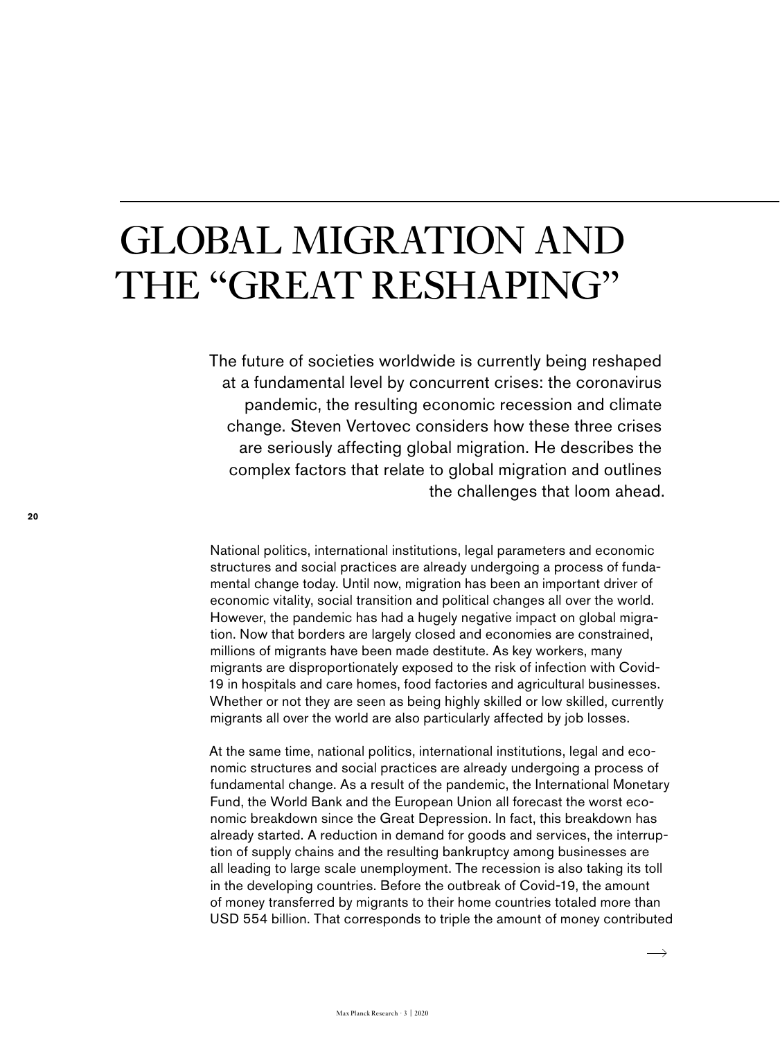# GLOBAL MIGRATION AND THE "GREAT RESHAPING"

The future of societies worldwide is currently being reshaped at a fundamental level by concurrent crises: the coronavirus pandemic, the resulting economic recession and climate change. Steven Vertovec considers how these three crises are seriously affecting global migration. He describes the complex factors that relate to global migration and outlines the challenges that loom ahead.

National politics, international institutions, legal parameters and economic structures and social practices are already undergoing a process of fundamental change today. Until now, migration has been an important driver of economic vitality, social transition and political changes all over the world. However, the pandemic has had a hugely negative impact on global migration. Now that borders are largely closed and economies are constrained, millions of migrants have been made destitute. As key workers, many migrants are disproportionately exposed to the risk of infection with Covid-19 in hospitals and care homes, food factories and agricultural businesses. Whether or not they are seen as being highly skilled or low skilled, currently migrants all over the world are also particularly affected by job losses.

At the same time, national politics, international institutions, legal and economic structures and social practices are already undergoing a process of fundamental change. As a result of the pandemic, the International Monetary Fund, the World Bank and the European Union all forecast the worst economic breakdown since the Great Depression. In fact, this breakdown has already started. A reduction in demand for goods and services, the interruption of supply chains and the resulting bankruptcy among businesses are all leading to large scale unemployment. The recession is also taking its toll in the developing countries. Before the outbreak of Covid-19, the amount of money transferred by migrants to their home countries totaled more than USD 554 billion. That corresponds to triple the amount of money contributed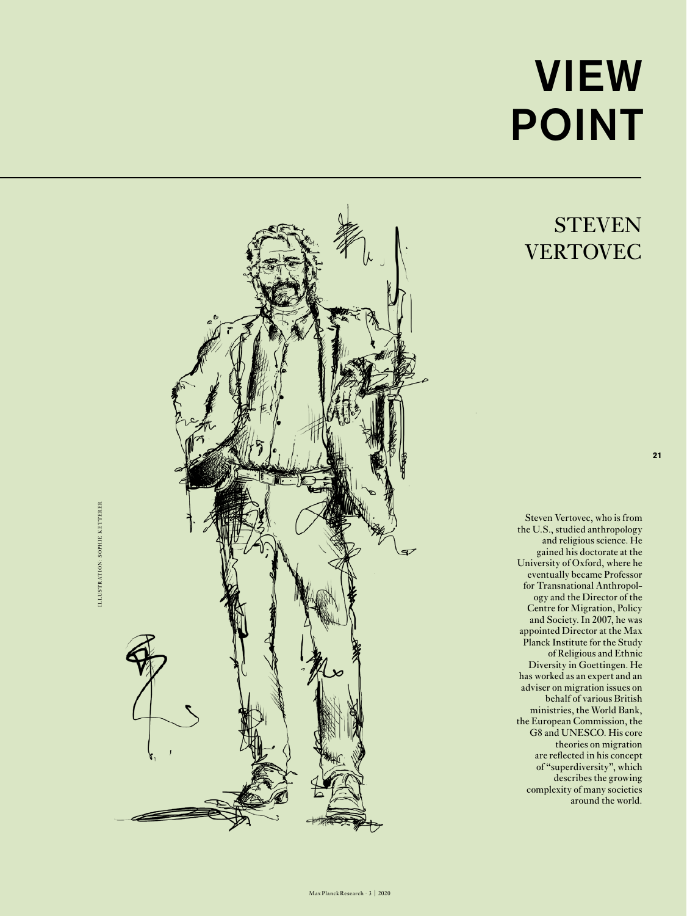# VIEW POINT

## STEVEN VERTOVEC

ILLUSTRATION: SOPHIE KETTERER

Steven Vertovec, who is from the U.S., studied anthropology and religious science. He gained his doctorate at the University of Oxford, where he eventually became Professor for Transnational Anthropology and the Director of the Centre for Migration, Policy and Society. In 2007, he was appointed Director at the Max Planck Institute for the Study of Religious and Ethnic Diversity in Goettingen. He has worked as an expert and an adviser on migration issues on behalf of various British ministries, the World Bank, the European Commission, the G8 and UNESCO. His core theories on migration are reflected in his concept of "superdiversity", which describes the growing complexity of many societies around the world.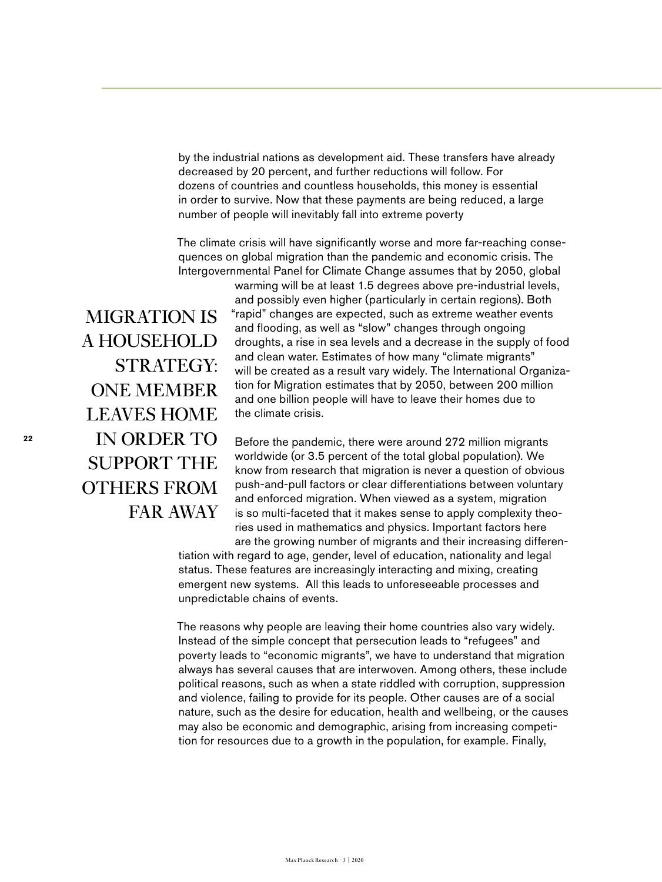by the industrial nations as development aid. These transfers have already decreased by 20 percent, and further reductions will follow. For dozens of countries and countless households, this money is essential in order to survive. Now that these payments are being reduced, a large number of people will inevitably fall into extreme poverty

The climate crisis will have significantly worse and more far-reaching consequences on global migration than the pandemic and economic crisis. The Intergovernmental Panel for Climate Change assumes that by 2050, global warming will be at least 1.5 degrees above pre-industrial levels, and possibly even higher (particularly in certain regions). Both "rapid" changes are expected, such as extreme weather events and flooding, as well as "slow" changes through ongoing droughts, a rise in sea levels and a decrease in the supply of food and clean water. Estimates of how many "climate migrants" will be created as a result vary widely. The International Organization for Migration estimates that by 2050, between 200 million and one billion people will have to leave their homes due to the climate crisis.

> MIGRATION IS A HOUSEHOLD STRATEGY: ONE MEMBER LEAVES HOME IN ORDER TO SUPPORT THE OTHERS FROM FAR AWAY

Before the pandemic, there were around 272 million migrants worldwide (or 3.5 percent of the total global population). We know from research that migration is never a question of obvious push-and-pull factors or clear differentiations between voluntary and enforced migration. When viewed as a system, migration is so multi-faceted that it makes sense to apply complexity theories used in mathematics and physics. Important factors here are the growing number of migrants and their increasing differentiation with regard to age, gender, level of education, nationality and legal status. These features are increasingly interacting and mixing, creating emergent new systems. All this leads to unforeseeable processes and unpredictable chains of events.

The reasons why people are leaving their home countries also vary widely. Instead of the simple concept that persecution leads to "refugees" and poverty leads to "economic migrants", we have to understand that migration always has several causes that are interwoven. Among others, these include political reasons, such as when a state riddled with corruption, suppression and violence, failing to provide for its people. Other causes are of a social nature, such as the desire for education, health and wellbeing, or the causes may also be economic and demographic, arising from increasing competition for resources due to a growth in the population, for example. Finally,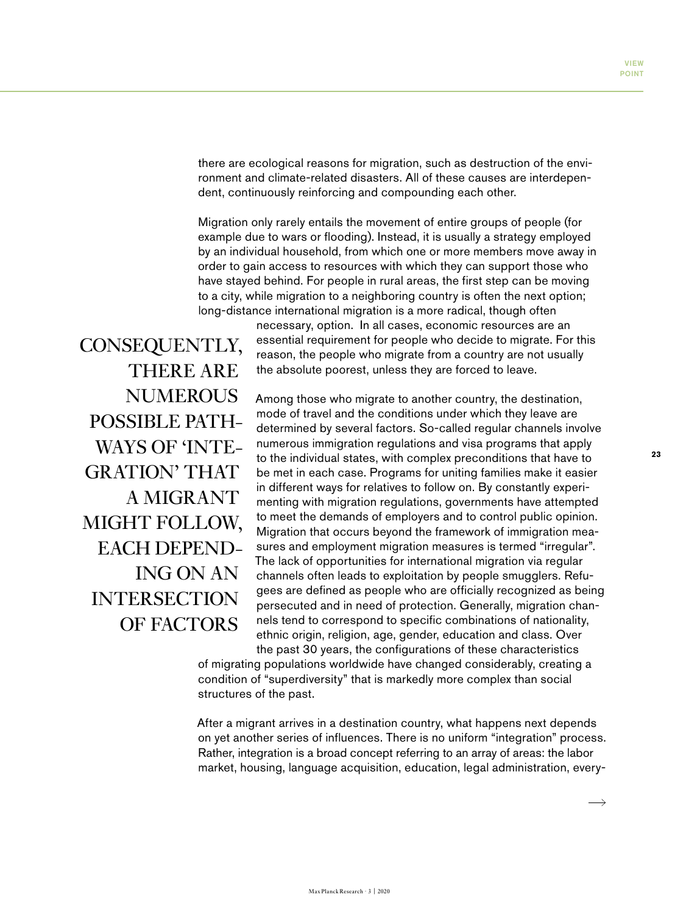there are ecological reasons for migration, such as destruction of the environment and climate-related disasters. All of these causes are interdependent, continuously reinforcing and compounding each other.

Migration only rarely entails the movement of entire groups of people (for example due to wars or flooding). Instead, it is usually a strategy employed by an individual household, from which one or more members move away in order to gain access to resources with which they can support those who have stayed behind. For people in rural areas, the first step can be moving to a city, while migration to a neighboring country is often the next option; long-distance international migration is a more radical, though often necessary, option. In all cases, economic resources are an essential requirement for people who decide to migrate. For this reason, the people who migrate from a country are not usually the absolute poorest, unless they are forced to leave.

> CONSEQUENTLY, THERE ARE NUMEROUS POSSIBLE PATHWAYS OF 'INTEGRATION' THAT A MIGRANT MIGHT FOLLOW, EACH DEPENDING ON AN INTERSECTION OF FACTORS

Among those who migrate to another country, the destination, mode of travel and the conditions under which they leave are determined by several factors. So-called regular channels involve numerous immigration regulations and visa programs that apply to the individual states, with complex preconditions that have to be met in each case. Programs for uniting families make it easier in different ways for relatives to follow on. By constantly experimenting with migration regulations, governments have attempted to meet the demands of employers and to control public opinion. Migration that occurs beyond the framework of immigration measures and employment migration measures is termed "irregular". The lack of opportunities for international migration via regular channels often leads to exploitation by people smugglers. Refugees are defined as people who are officially recognized as being persecuted and in need of protection. Generally, migration channels tend to correspond to specific combinations of nationality, ethnic origin, religion, age, gender, education and class. Over the past 30 years, the configurations of these characteristics of migrating populations worldwide have changed considerably, creating a condition of "superdiversity" that is markedly more complex than social structures of the past.

After a migrant arrives in a destination country, what happens next depends on yet another series of influences. There is no uniform "integration" process. Rather, integration is a broad concept referring to an array of areas: the labor market, housing, language acquisition, education, legal administration, every-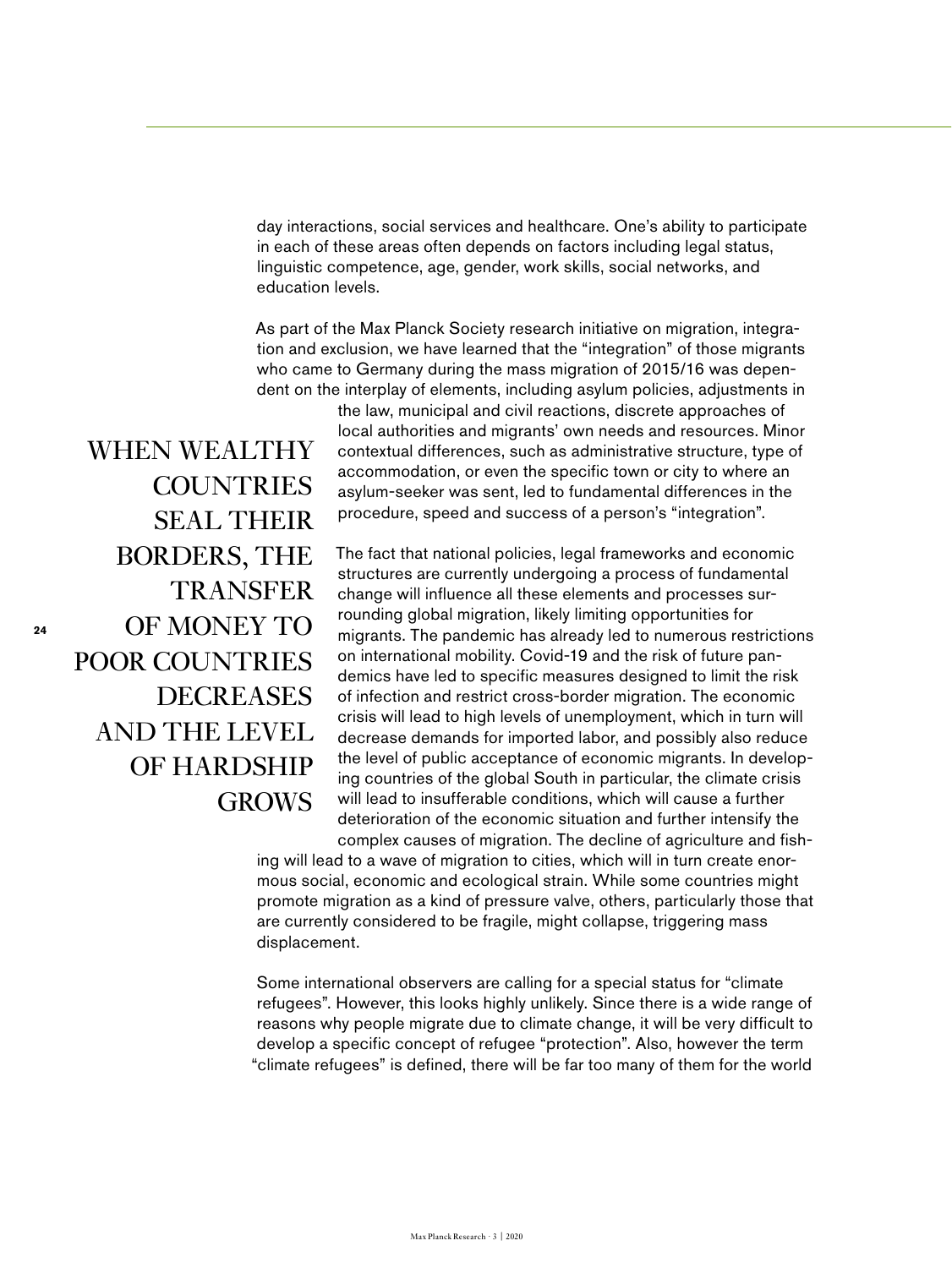day interactions, social services and healthcare. One's ability to participate in each of these areas often depends on factors including legal status, linguistic competence, age, gender, work skills, social networks, and education levels.

As part of the Max Planck Society research initiative on migration, integration and exclusion, we have learned that the "integration" of those migrants who came to Germany during the mass migration of 2015/16 was dependent on the interplay of elements, including asylum policies, adjustments in the law, municipal and civil reactions, discrete approaches of local authorities and migrants' own needs and resources. Minor contextual differences, such as administrative structure, type of accommodation, or even the specific town or city to where an asylum-seeker was sent, led to fundamental differences in the procedure, speed and success of a person's "integration".

> WHEN WEALTHY COUNTRIES SEAL THEIR BORDERS, THE TRANSFER OF MONEY TO POOR COUNTRIES DECREASES AND THE LEVEL OF HARDSHIP GROWS

The fact that national policies, legal frameworks and economic structures are currently undergoing a process of fundamental change will influence all these elements and processes surrounding global migration, likely limiting opportunities for migrants. The pandemic has already led to numerous restrictions on international mobility. Covid-19 and the risk of future pandemics have led to specific measures designed to limit the risk of infection and restrict cross-border migration. The economic crisis will lead to high levels of unemployment, which in turn will decrease demands for imported labor, and possibly also reduce the level of public acceptance of economic migrants. In developing countries of the global South in particular, the climate crisis will lead to insufferable conditions, which will cause a further deterioration of the economic situation and further intensify the complex causes of migration. The decline of agriculture and fishing will lead to a wave of migration to cities, which will in turn create enormous social, economic and ecological strain. While some countries might promote migration as a kind of pressure valve, others, particularly those that are currently considered to be fragile, might collapse, triggering mass displacement.

Some international observers are calling for a special status for "climate refugees". However, this looks highly unlikely. Since there is a wide range of reasons why people migrate due to climate change, it will be very difficult to develop a specific concept of refugee "protection". Also, however the term "climate refugees" is defined, there will be far too many of them for the world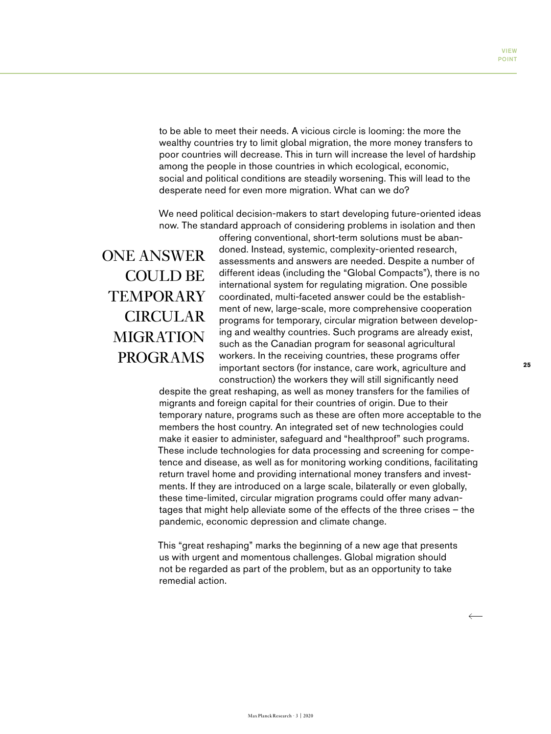to be able to meet their needs. A vicious circle is looming: the more the wealthy countries try to limit global migration, the more money transfers to poor countries will decrease. This in turn will increase the level of hardship among the people in those countries in which ecological, economic, social and political conditions are steadily worsening. This will lead to the desperate need for even more migration. What can we do?

We need political decision-makers to start developing future-oriented ideas now. The standard approach of considering problems in isolation and then offering conventional, short-term solutions must be abandoned. Instead, systemic, complexity-oriented research, assessments and answers are needed. Despite a number of different ideas (including the "Global Compacts"), there is no international system for regulating migration. One possible coordinated, multi-faceted answer could be the establishment of new, large-scale, more comprehensive cooperation programs for temporary, circular migration between developing and wealthy countries. Such programs are already exist, such as the Canadian program for seasonal agricultural workers. In the receiving countries, these programs offer important sectors (for instance, care work, agriculture and construction) the workers they will still significantly need despite the great reshaping, as well as money transfers for the families of migrants and foreign capital for their countries of origin. Due to their temporary nature, programs such as these are often more acceptable to the members the host country. An integrated set of new technologies could make it easier to administer, safeguard and "healthproof" such programs. These include technologies for data processing and screening for competence and disease, as well as for monitoring working conditions, facilitating return travel home and providing international money transfers and investments. If they are introduced on a large scale, bilaterally or even globally, these time-limited, circular migration programs could offer many advantages that might help alleviate some of the effects of the three crises – the pandemic, economic depression and climate change.

> ONE ANSWER COULD BE TEMPORARY CIRCULAR MIGRATION PROGRAMS

This "great reshaping" marks the beginning of a new age that presents us with urgent and momentous challenges. Global migration should not be regarded as part of the problem, but as an opportunity to take remedial action.